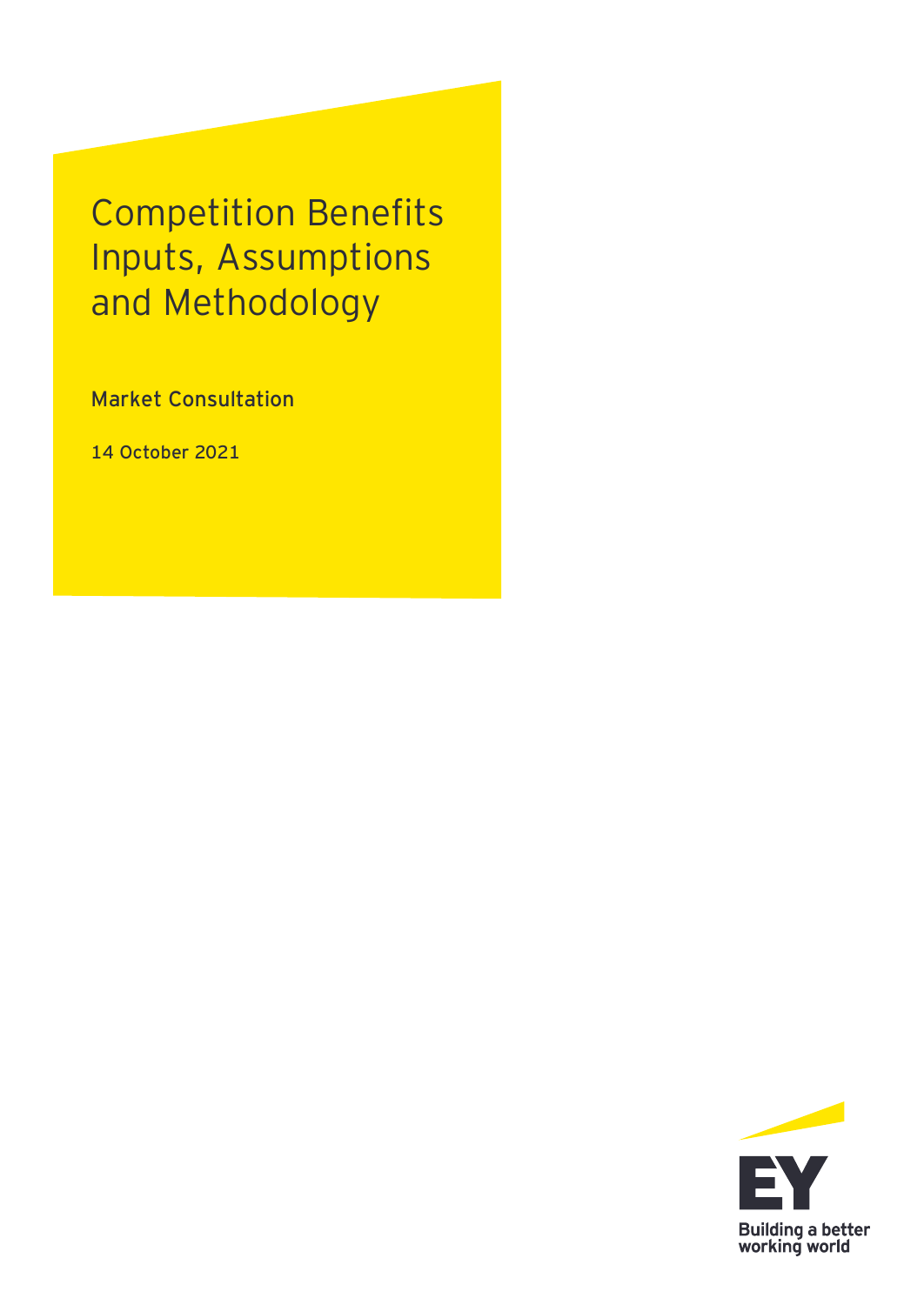# Competition Benefits Inputs, Assumptions and Methodology

Market Consultation

14 October 2021

Building a better working world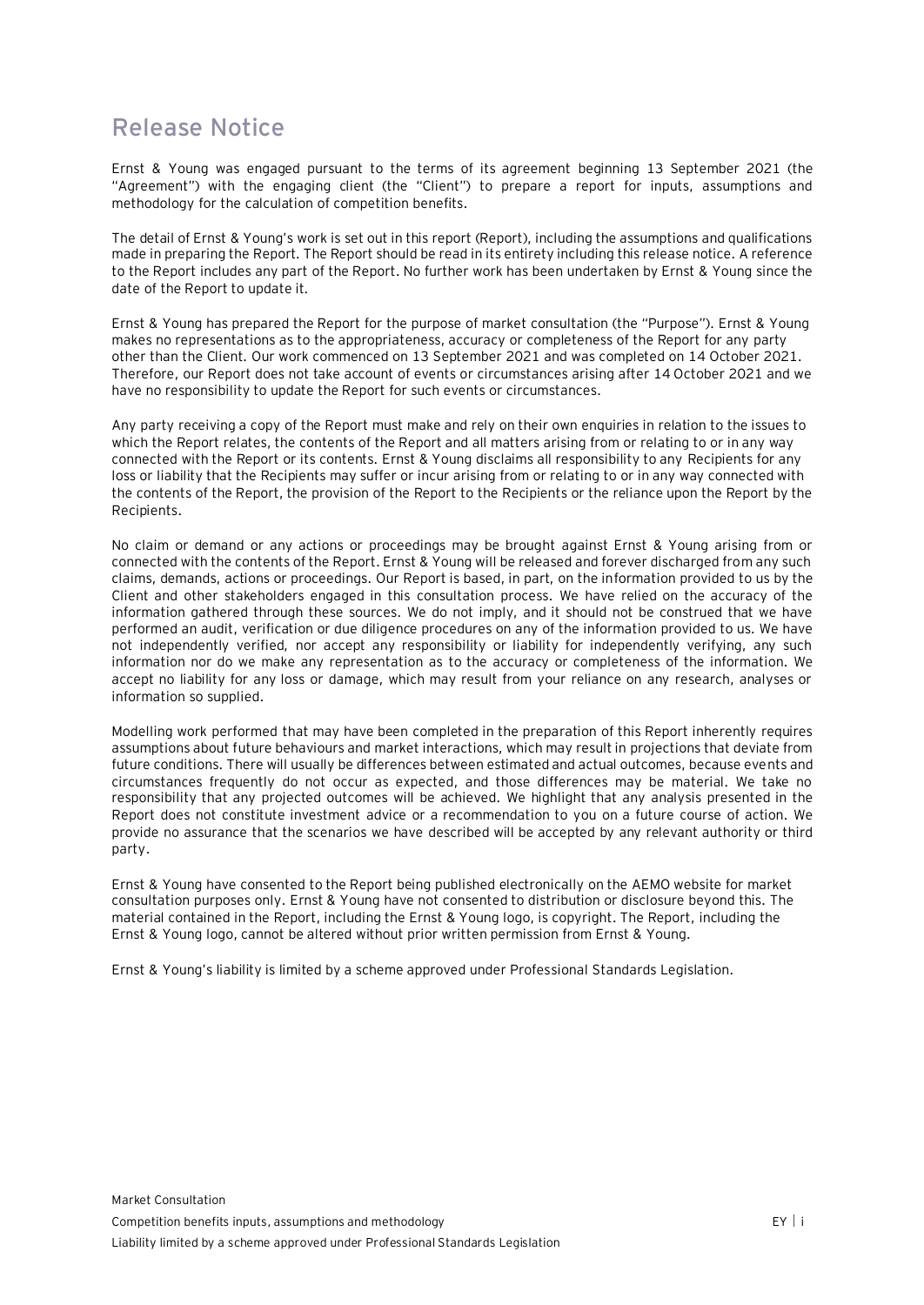# Release Notice

Ernst & Young was engaged pursuant to the terms of its agreement beginning 13 September 2021 (the "Agreement") with the engaging client (the "Client") to prepare a report for inputs, assumptions and methodology for the calculation of competition benefits.

The detail of Ernst & Young's work is set out in this report (Report), including the assumptions and qualifications made in preparing the Report. The Report should be read in its entirety including this release notice. A reference to the Report includes any part of the Report. No further work has been undertaken by Ernst & Young since the date of the Report to update it.

Ernst & Young has prepared the Report for the purpose of market consultation (the "Purpose"). Ernst & Young makes no representations as to the appropriateness, accuracy or completeness of the Report for any party other than the Client. Our work commenced on 13 September 2021 and was completed on 14 October 2021. Therefore, our Report does not take account of events or circumstances arising after 14 October 2021 and we have no responsibility to update the Report for such events or circumstances.

Any party receiving a copy of the Report must make and rely on their own enquiries in relation to the issues to which the Report relates, the contents of the Report and all matters arising from or relating to or in any way connected with the Report or its contents. Ernst & Young disclaims all responsibility to any Recipients for any loss or liability that the Recipients may suffer or incur arising from or relating to or in any way connected with the contents of the Report, the provision of the Report to the Recipients or the reliance upon the Report by the Recipients.

No claim or demand or any actions or proceedings may be brought against Ernst & Young arising from or connected with the contents of the Report. Ernst & Young will be released and forever discharged from any such claims, demands, actions or proceedings. Our Report is based, in part, on the information provided to us by the Client and other stakeholders engaged in this consultation process. We have relied on the accuracy of the information gathered through these sources. We do not imply, and it should not be construed that we have performed an audit, verification or due diligence procedures on any of the information provided to us. We have not independently verified, nor accept any responsibility or liability for independently verifying, any such information nor do we make any representation as to the accuracy or completeness of the information. We accept no liability for any loss or damage, which may result from your reliance on any research, analyses or information so supplied.

Modelling work performed that may have been completed in the preparation of this Report inherently requires assumptions about future behaviours and market interactions, which may result in projections that deviate from future conditions. There will usually be differences between estimated and actual outcomes, because events and circumstances frequently do not occur as expected, and those differences may be material. We take no responsibility that any projected outcomes will be achieved. We highlight that any analysis presented in the Report does not constitute investment advice or a recommendation to you on a future course of action. We provide no assurance that the scenarios we have described will be accepted by any relevant authority or third party.

Ernst & Young have consented to the Report being published electronically on the AEMO website for market consultation purposes only. Ernst & Young have not consented to distribution or disclosure beyond this. The material contained in the Report, including the Ernst & Young logo, is copyright. The Report, including the Ernst & Young logo, cannot be altered without prior written permission from Ernst & Young.

Ernst & Young's liability is limited by a scheme approved under Professional Standards Legislation.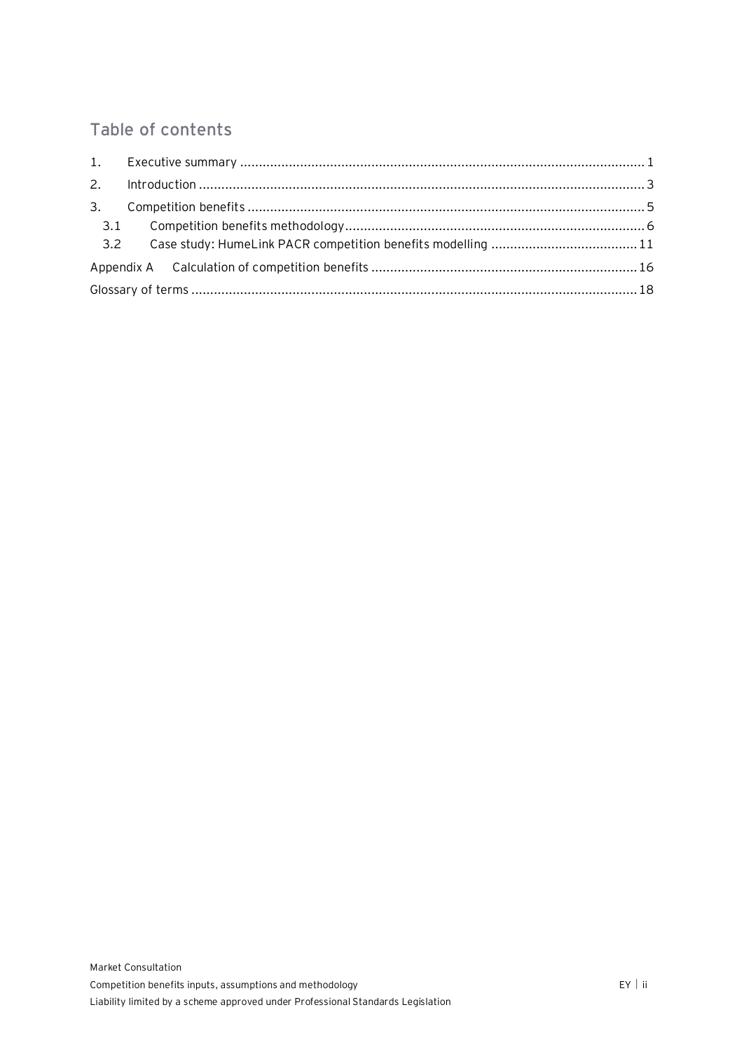## Table of contents

1. Executive summary ........................................................................................................ 1
2. Introduction ................................................................................................................. 3
3. Competition benefits .................................................................................................... 5
   - 3.1 Competition benefits methodology ......................................................................... 6
   - 3.2 Case study: HumeLink PACR competition benefits modelling ................................. 11

Appendix A Calculation of competition benefits ................................................................ 16

Glossary of terms ............................................................................................................... 18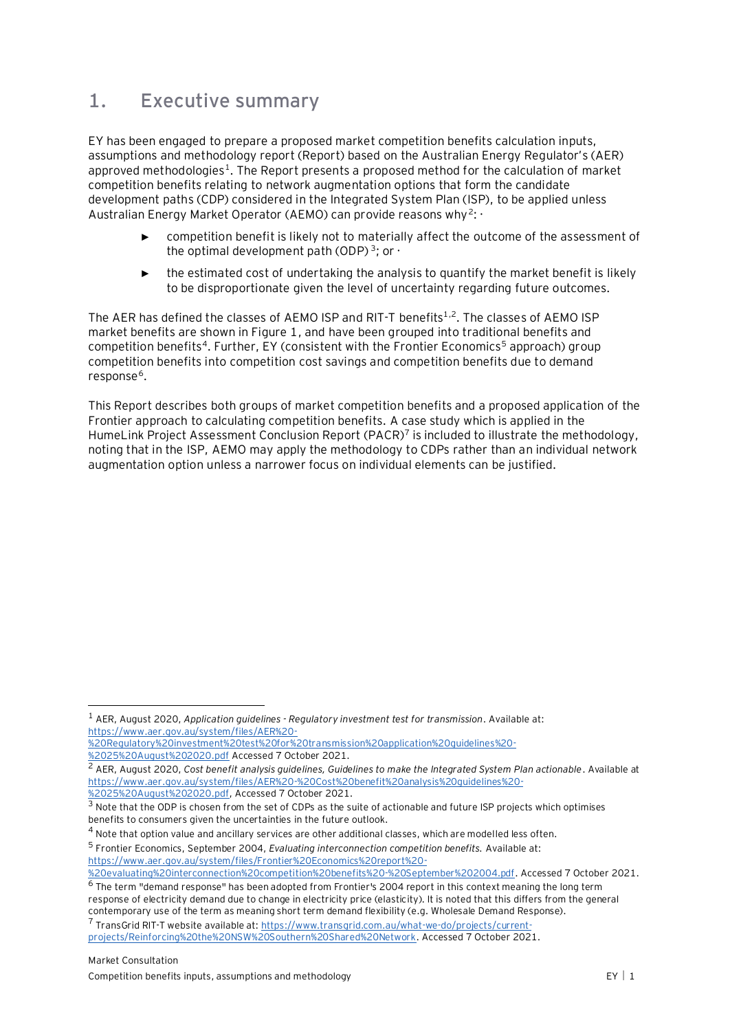# 1. Executive summary

EY has been engaged to prepare a proposed market competition benefits calculation inputs, assumptions and methodology report (Report) based on the Australian Energy Regulator's (AER) approved methodologies[1]. The Report presents a proposed method for the calculation of market competition benefits relating to network augmentation options that form the candidate development paths (CDP) considered in the Integrated System Plan (ISP), to be applied unless Australian Energy Market Operator (AEMO) can provide reasons why[2]: ·

- competition benefit is likely not to materially affect the outcome of the assessment of the optimal development path (ODP)[3]; or ·
- the estimated cost of undertaking the analysis to quantify the market benefit is likely to be disproportionate given the level of uncertainty regarding future outcomes.

The AER has defined the classes of AEMO ISP and RIT-T benefits[1,2]. The classes of AEMO ISP market benefits are shown in Figure 1, and have been grouped into traditional benefits and competition benefits[4]. Further, EY (consistent with the Frontier Economics[5] approach) group competition benefits into competition cost savings and competition benefits due to demand response[6].

This Report describes both groups of market competition benefits and a proposed application of the Frontier approach to calculating competition benefits. A case study which is applied in the HumeLink Project Assessment Conclusion Report (PACR)[7] is included to illustrate the methodology, noting that in the ISP, AEMO may apply the methodology to CDPs rather than an individual network augmentation option unless a narrower focus on individual elements can be justified.

---

[1] AER, August 2020, *Application guidelines - Regulatory investment test for transmission*. Available at: https://www.aer.gov.au/system/files/AER%20-%20Regulatory%20investment%20test%20for%20transmission%20application%20guidelines%20-%2025%20August%202020.pdf Accessed 7 October 2021.

[2] AER, August 2020, *Cost benefit analysis guidelines, Guidelines to make the Integrated System Plan actionable*. Available at https://www.aer.gov.au/system/files/AER%20-%20Cost%20benefit%20analysis%20guidelines%20-%2025%20August%202020.pdf, Accessed 7 October 2021.

[3] Note that the ODP is chosen from the set of CDPs as the suite of actionable and future ISP projects which optimises benefits to consumers given the uncertainties in the future outlook.

[4] Note that option value and ancillary services are other additional classes, which are modelled less often.

[5] Frontier Economics, September 2004, *Evaluating interconnection competition benefits.* Available at: https://www.aer.gov.au/system/files/Frontier%20Economics%20report%20-%20evaluating%20interconnection%20competition%20benefits%20-%20September%202004.pdf. Accessed 7 October 2021.

[6] The term "demand response" has been adopted from Frontier's 2004 report in this context meaning the long term response of electricity demand due to change in electricity price (elasticity). It is noted that this differs from the general contemporary use of the term as meaning short term demand flexibility (e.g. Wholesale Demand Response).

[7] TransGrid RIT-T website available at: https://www.transgrid.com.au/what-we-do/projects/current-projects/Reinforcing%20the%20NSW%20Southern%20Shared%20Network. Accessed 7 October 2021.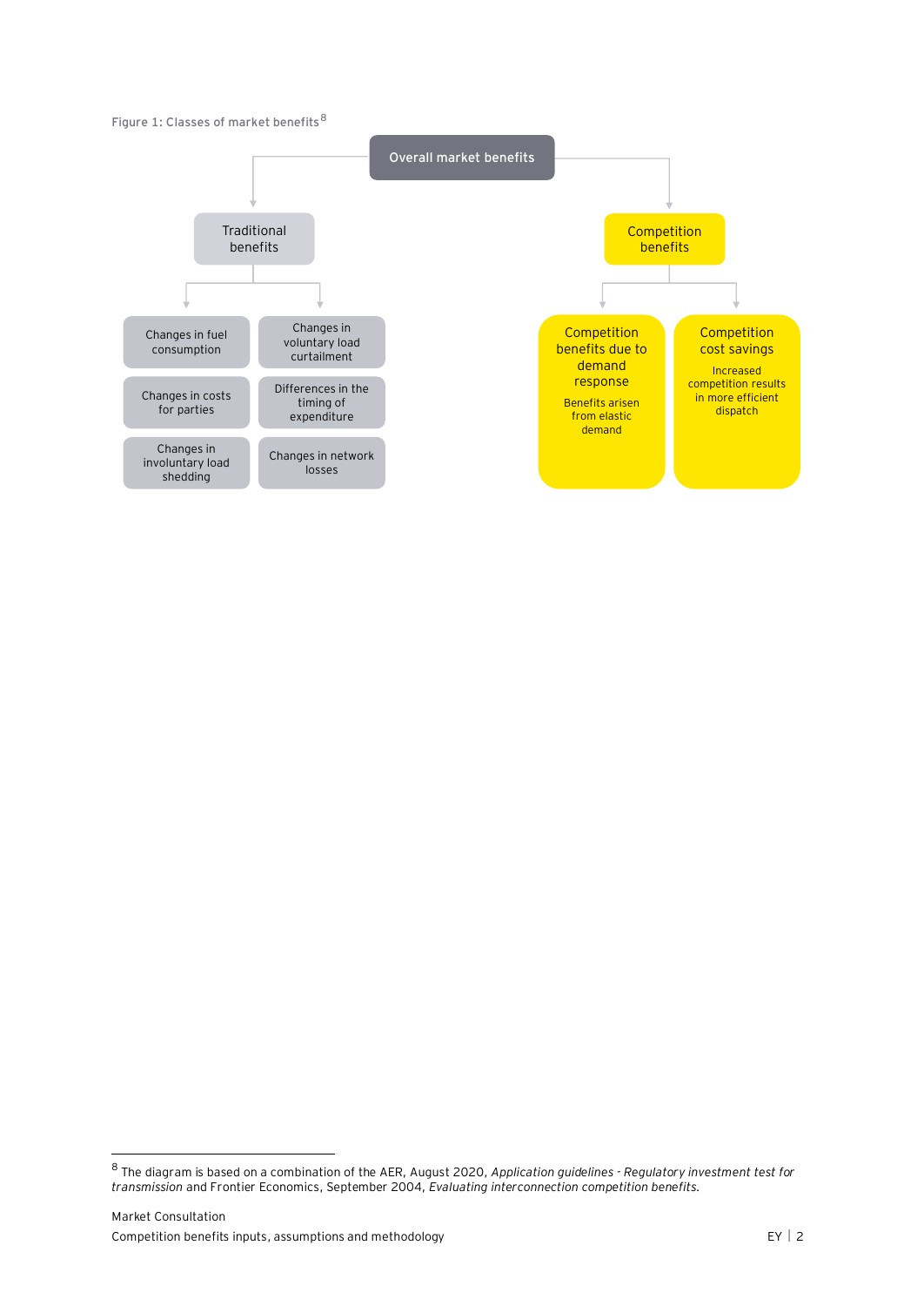Figure 1: Classes of market benefits[8]

- Overall market benefits
  - Traditional benefits
    - Changes in fuel consumption
    - Changes in voluntary load curtailment
    - Changes in costs for parties
    - Differences in the timing of expenditure
    - Changes in involuntary load shedding
    - Changes in network losses
  - Competition benefits
    - Competition benefits due to demand response
      - Benefits arisen from elastic demand
    - Competition cost savings
      - Increased competition results in more efficient dispatch

[8] The diagram is based on a combination of the AER, August 2020, *Application guidelines - Regulatory investment test for transmission* and Frontier Economics, September 2004, *Evaluating interconnection competition benefits*.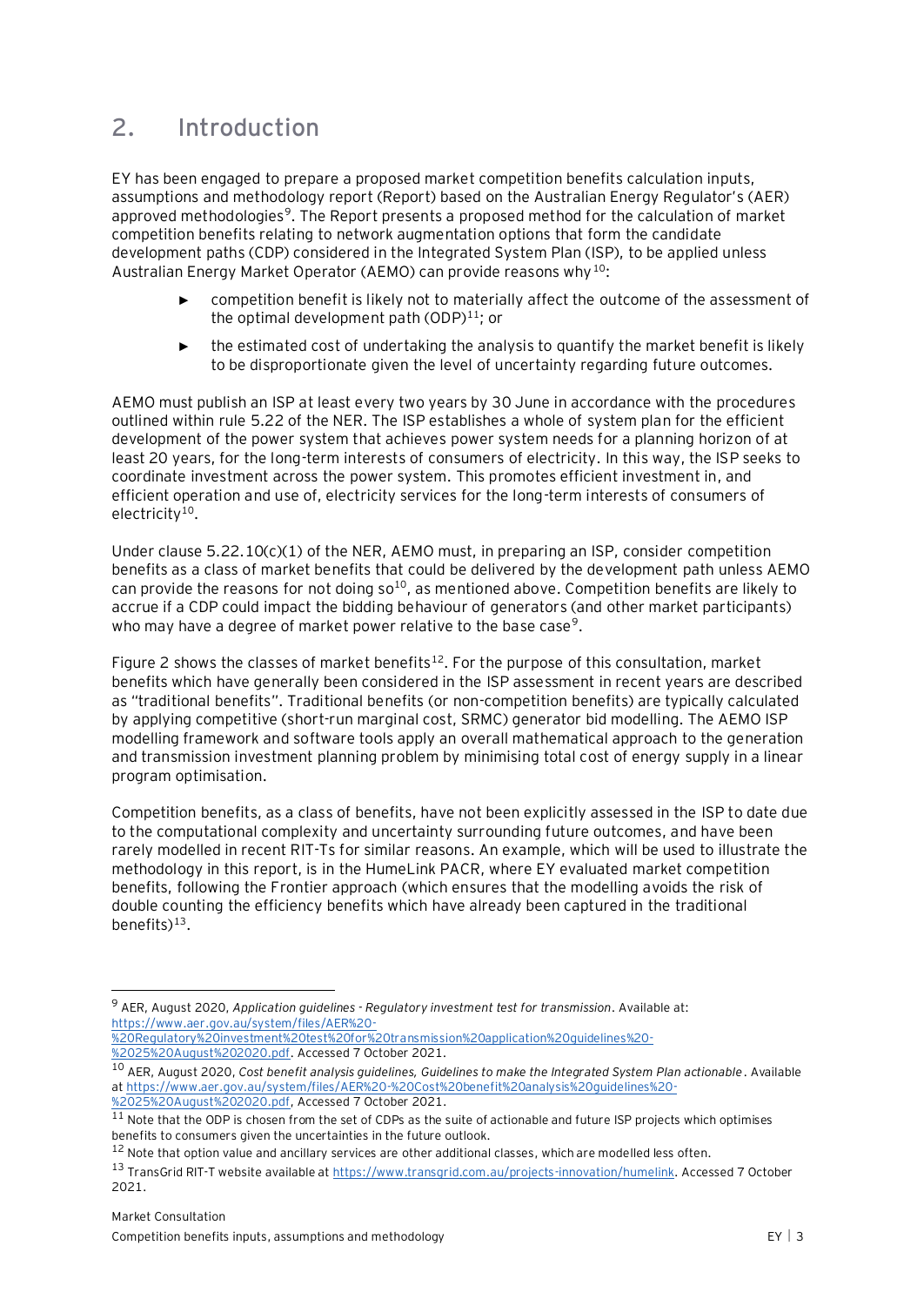## 2. Introduction

EY has been engaged to prepare a proposed market competition benefits calculation inputs, assumptions and methodology report (Report) based on the Australian Energy Regulator's (AER) approved methodologies[9]. The Report presents a proposed method for the calculation of market competition benefits relating to network augmentation options that form the candidate development paths (CDP) considered in the Integrated System Plan (ISP), to be applied unless Australian Energy Market Operator (AEMO) can provide reasons why[10]:

- competition benefit is likely not to materially affect the outcome of the assessment of the optimal development path (ODP)[11]; or
- the estimated cost of undertaking the analysis to quantify the market benefit is likely to be disproportionate given the level of uncertainty regarding future outcomes.

AEMO must publish an ISP at least every two years by 30 June in accordance with the procedures outlined within rule 5.22 of the NER. The ISP establishes a whole of system plan for the efficient development of the power system that achieves power system needs for a planning horizon of at least 20 years, for the long-term interests of consumers of electricity. In this way, the ISP seeks to coordinate investment across the power system. This promotes efficient investment in, and efficient operation and use of, electricity services for the long-term interests of consumers of electricity[10].

Under clause 5.22.10(c)(1) of the NER, AEMO must, in preparing an ISP, consider competition benefits as a class of market benefits that could be delivered by the development path unless AEMO can provide the reasons for not doing so[10], as mentioned above. Competition benefits are likely to accrue if a CDP could impact the bidding behaviour of generators (and other market participants) who may have a degree of market power relative to the base case[9].

Figure 2 shows the classes of market benefits[12]. For the purpose of this consultation, market benefits which have generally been considered in the ISP assessment in recent years are described as "traditional benefits". Traditional benefits (or non-competition benefits) are typically calculated by applying competitive (short-run marginal cost, SRMC) generator bid modelling. The AEMO ISP modelling framework and software tools apply an overall mathematical approach to the generation and transmission investment planning problem by minimising total cost of energy supply in a linear program optimisation.

Competition benefits, as a class of benefits, have not been explicitly assessed in the ISP to date due to the computational complexity and uncertainty surrounding future outcomes, and have been rarely modelled in recent RIT-Ts for similar reasons. An example, which will be used to illustrate the methodology in this report, is in the HumeLink PACR, where EY evaluated market competition benefits, following the Frontier approach (which ensures that the modelling avoids the risk of double counting the efficiency benefits which have already been captured in the traditional benefits)[13].

---

[9] AER, August 2020, *Application guidelines - Regulatory investment test for transmission*. Available at: https://www.aer.gov.au/system/files/AER%20-%20Regulatory%20investment%20test%20for%20transmission%20application%20guidelines%20-%2025%20August%202020.pdf. Accessed 7 October 2021.

[10] AER, August 2020, *Cost benefit analysis guidelines, Guidelines to make the Integrated System Plan actionable*. Available at https://www.aer.gov.au/system/files/AER%20-%20Cost%20benefit%20analysis%20guidelines%20-%2025%20August%202020.pdf, Accessed 7 October 2021.

[11] Note that the ODP is chosen from the set of CDPs as the suite of actionable and future ISP projects which optimises benefits to consumers given the uncertainties in the future outlook.

[12] Note that option value and ancillary services are other additional classes, which are modelled less often.

[13] TransGrid RIT-T website available at https://www.transgrid.com.au/projects-innovation/humelink. Accessed 7 October 2021.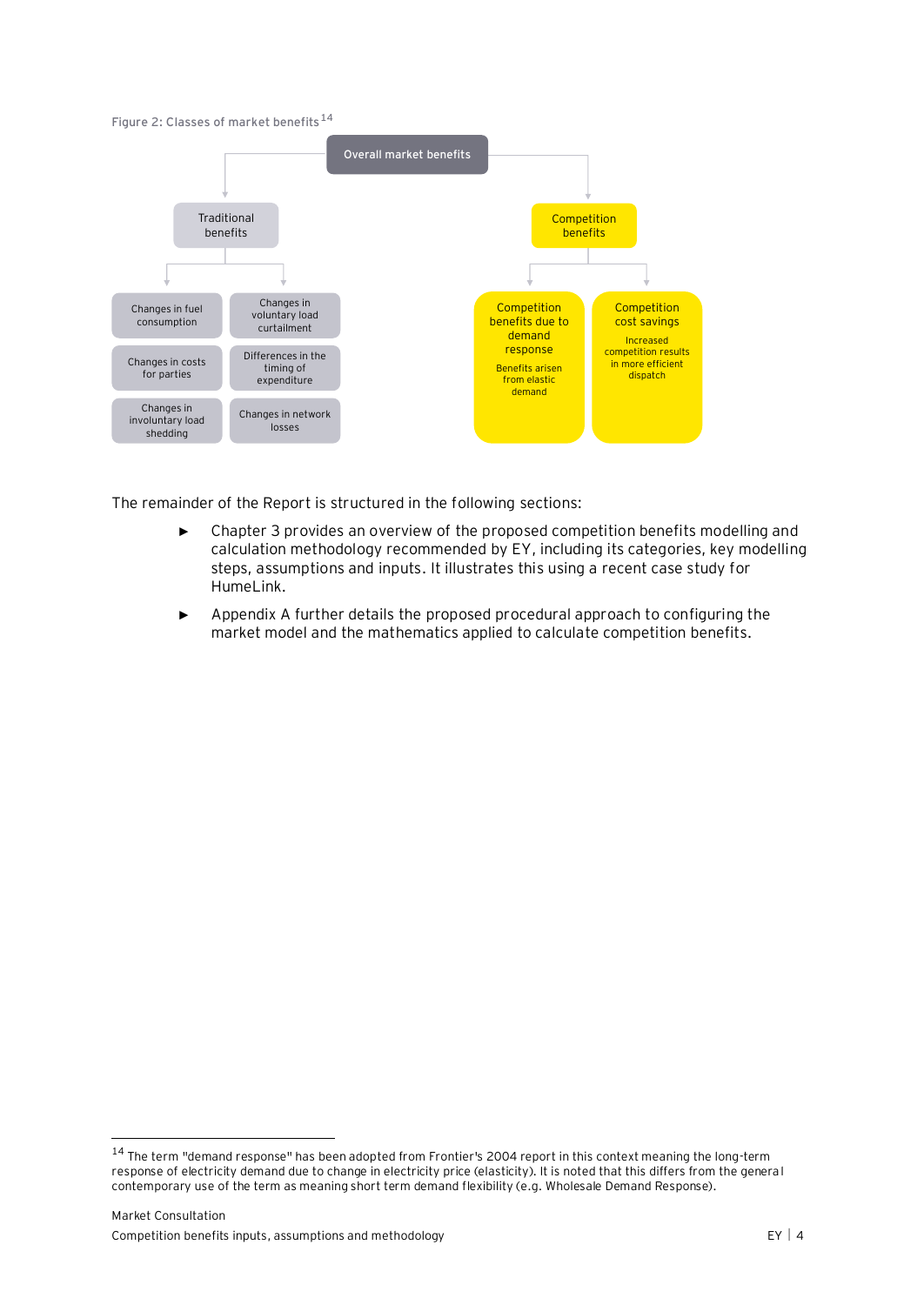Figure 2: Classes of market benefits[14]

- Overall market benefits
  - Traditional benefits
    - Changes in fuel consumption
    - Changes in voluntary load curtailment
    - Changes in costs for parties
    - Differences in the timing of expenditure
    - Changes in involuntary load shedding
    - Changes in network losses
  - Competition benefits
    - Competition benefits due to demand response
      - Benefits arisen from elastic demand
    - Competition cost savings
      - Increased competition results in more efficient dispatch

The remainder of the Report is structured in the following sections:

- Chapter 3 provides an overview of the proposed competition benefits modelling and calculation methodology recommended by EY, including its categories, key modelling steps, assumptions and inputs. It illustrates this using a recent case study for HumeLink.
- Appendix A further details the proposed procedural approach to configuring the market model and the mathematics applied to calculate competition benefits.

[14] The term "demand response" has been adopted from Frontier's 2004 report in this context meaning the long-term response of electricity demand due to change in electricity price (elasticity). It is noted that this differs from the general contemporary use of the term as meaning short term demand flexibility (e.g. Wholesale Demand Response).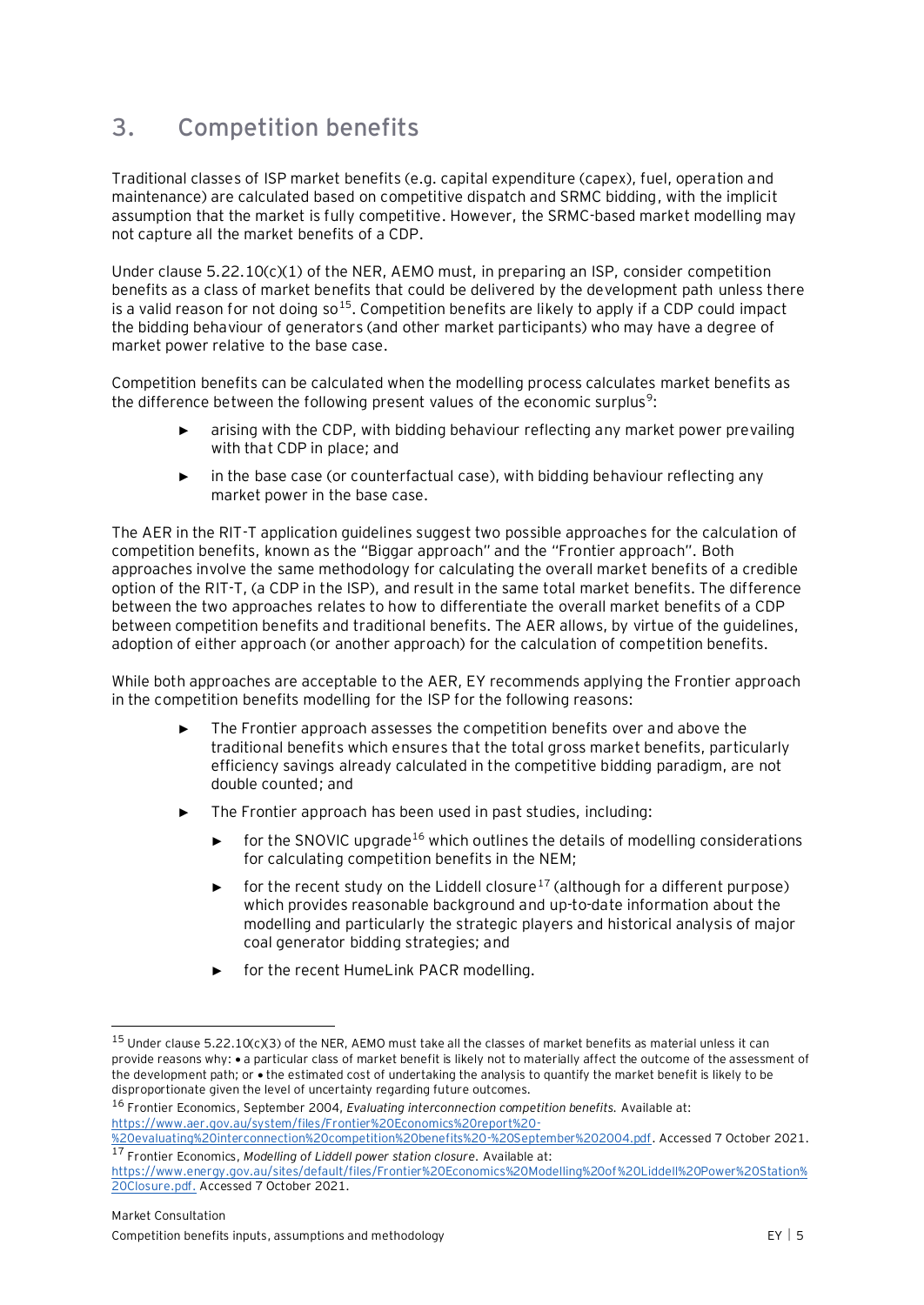# 3. Competition benefits

Traditional classes of ISP market benefits (e.g. capital expenditure (capex), fuel, operation and maintenance) are calculated based on competitive dispatch and SRMC bidding, with the implicit assumption that the market is fully competitive. However, the SRMC-based market modelling may not capture all the market benefits of a CDP.

Under clause 5.22.10(c)(1) of the NER, AEMO must, in preparing an ISP, consider competition benefits as a class of market benefits that could be delivered by the development path unless there is a valid reason for not doing so[15]. Competition benefits are likely to apply if a CDP could impact the bidding behaviour of generators (and other market participants) who may have a degree of market power relative to the base case.

Competition benefits can be calculated when the modelling process calculates market benefits as the difference between the following present values of the economic surplus[9]:

- arising with the CDP, with bidding behaviour reflecting any market power prevailing with that CDP in place; and
- in the base case (or counterfactual case), with bidding behaviour reflecting any market power in the base case.

The AER in the RIT-T application guidelines suggest two possible approaches for the calculation of competition benefits, known as the "Biggar approach" and the "Frontier approach". Both approaches involve the same methodology for calculating the overall market benefits of a credible option of the RIT-T, (a CDP in the ISP), and result in the same total market benefits. The difference between the two approaches relates to how to differentiate the overall market benefits of a CDP between competition benefits and traditional benefits. The AER allows, by virtue of the guidelines, adoption of either approach (or another approach) for the calculation of competition benefits.

While both approaches are acceptable to the AER, EY recommends applying the Frontier approach in the competition benefits modelling for the ISP for the following reasons:

- The Frontier approach assesses the competition benefits over and above the traditional benefits which ensures that the total gross market benefits, particularly efficiency savings already calculated in the competitive bidding paradigm, are not double counted; and
- The Frontier approach has been used in past studies, including:
  - for the SNOVIC upgrade[16] which outlines the details of modelling considerations for calculating competition benefits in the NEM;
  - for the recent study on the Liddell closure[17] (although for a different purpose) which provides reasonable background and up-to-date information about the modelling and particularly the strategic players and historical analysis of major coal generator bidding strategies; and
  - for the recent HumeLink PACR modelling.

---

[15] Under clause 5.22.10(c)(3) of the NER, AEMO must take all the classes of market benefits as material unless it can provide reasons why: • a particular class of market benefit is likely not to materially affect the outcome of the assessment of the development path; or • the estimated cost of undertaking the analysis to quantify the market benefit is likely to be disproportionate given the level of uncertainty regarding future outcomes.

[16] Frontier Economics, September 2004, *Evaluating interconnection competition benefits*. Available at: https://www.aer.gov.au/system/files/Frontier%20Economics%20report%20-%20evaluating%20interconnection%20competition%20benefits%20-%20September%202004.pdf. Accessed 7 October 2021.

[17] Frontier Economics, *Modelling of Liddell power station closure*. Available at: https://www.energy.gov.au/sites/default/files/Frontier%20Economics%20Modelling%20of%20Liddell%20Power%20Station%20Closure.pdf. Accessed 7 October 2021.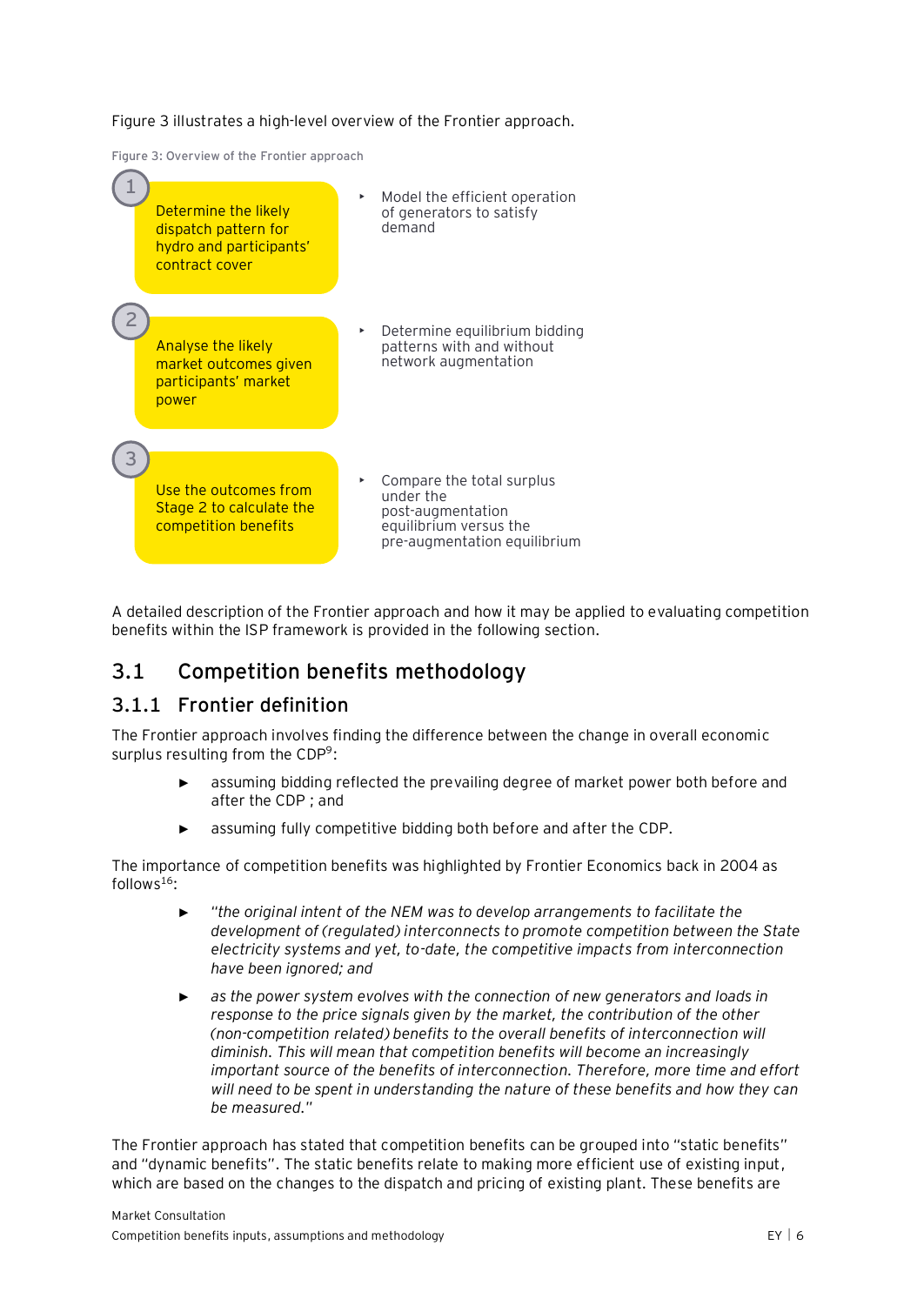Figure 3 illustrates a high-level overview of the Frontier approach.

Figure 3: Overview of the Frontier approach

| Stage | Description | Detail |
| --- | --- | --- |
| 1 | Determine the likely dispatch pattern for hydro and participants' contract cover | Model the efficient operation of generators to satisfy demand |
| 2 | Analyse the likely market outcomes given participants' market power | Determine equilibrium bidding patterns with and without network augmentation |
| 3 | Use the outcomes from Stage 2 to calculate the competition benefits | Compare the total surplus under the post-augmentation equilibrium versus the pre-augmentation equilibrium |

A detailed description of the Frontier approach and how it may be applied to evaluating competition benefits within the ISP framework is provided in the following section.

## 3.1 Competition benefits methodology

### 3.1.1 Frontier definition

The Frontier approach involves finding the difference between the change in overall economic surplus resulting from the CDP[9]:

- assuming bidding reflected the prevailing degree of market power both before and after the CDP ; and
- assuming fully competitive bidding both before and after the CDP.

The importance of competition benefits was highlighted by Frontier Economics back in 2004 as follows[16]:

- *"the original intent of the NEM was to develop arrangements to facilitate the development of (regulated) interconnects to promote competition between the State electricity systems and yet, to-date, the competitive impacts from interconnection have been ignored; and*
- *as the power system evolves with the connection of new generators and loads in response to the price signals given by the market, the contribution of the other (non-competition related) benefits to the overall benefits of interconnection will diminish. This will mean that competition benefits will become an increasingly important source of the benefits of interconnection. Therefore, more time and effort will need to be spent in understanding the nature of these benefits and how they can be measured."*

The Frontier approach has stated that competition benefits can be grouped into "static benefits" and "dynamic benefits". The static benefits relate to making more efficient use of existing input, which are based on the changes to the dispatch and pricing of existing plant. These benefits are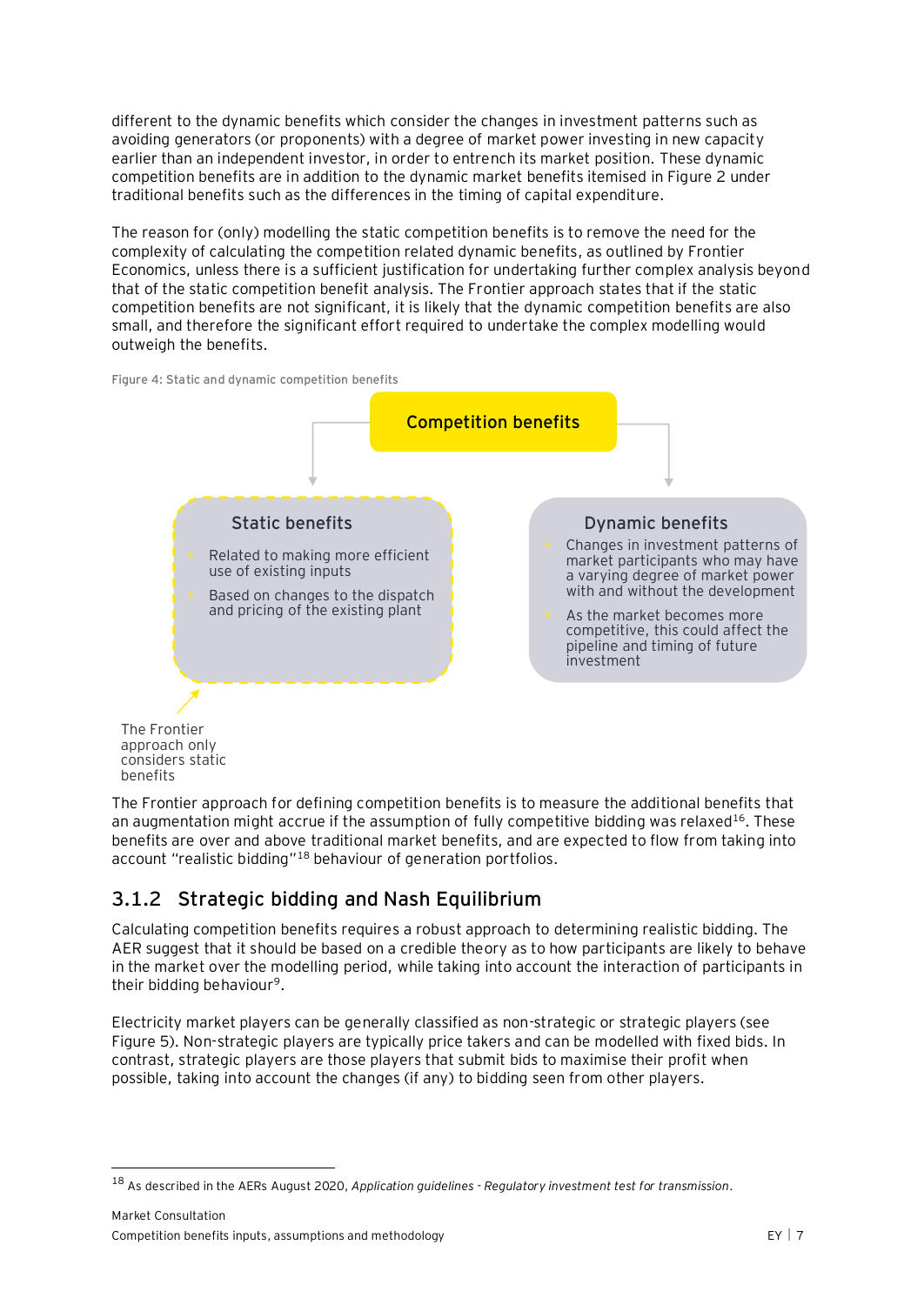different to the dynamic benefits which consider the changes in investment patterns such as avoiding generators (or proponents) with a degree of market power investing in new capacity earlier than an independent investor, in order to entrench its market position. These dynamic competition benefits are in addition to the dynamic market benefits itemised in Figure 2 under traditional benefits such as the differences in the timing of capital expenditure.

The reason for (only) modelling the static competition benefits is to remove the need for the complexity of calculating the competition related dynamic benefits, as outlined by Frontier Economics, unless there is a sufficient justification for undertaking further complex analysis beyond that of the static competition benefit analysis. The Frontier approach states that if the static competition benefits are not significant, it is likely that the dynamic competition benefits are also small, and therefore the significant effort required to undertake the complex modelling would outweigh the benefits.

Figure 4: Static and dynamic competition benefits

**Competition benefits**

**Static benefits**

- Related to making more efficient use of existing inputs
- Based on changes to the dispatch and pricing of the existing plant

**Dynamic benefits**

- Changes in investment patterns of market participants who may have a varying degree of market power with and without the development
- As the market becomes more competitive, this could affect the pipeline and timing of future investment

The Frontier approach only considers static benefits

The Frontier approach for defining competition benefits is to measure the additional benefits that an augmentation might accrue if the assumption of fully competitive bidding was relaxed[16]. These benefits are over and above traditional market benefits, and are expected to flow from taking into account "realistic bidding"[18] behaviour of generation portfolios.

### 3.1.2 Strategic bidding and Nash Equilibrium

Calculating competition benefits requires a robust approach to determining realistic bidding. The AER suggest that it should be based on a credible theory as to how participants are likely to behave in the market over the modelling period, while taking into account the interaction of participants in their bidding behaviour[9].

Electricity market players can be generally classified as non-strategic or strategic players (see Figure 5). Non-strategic players are typically price takers and can be modelled with fixed bids. In contrast, strategic players are those players that submit bids to maximise their profit when possible, taking into account the changes (if any) to bidding seen from other players.

[18] As described in the AERs August 2020, *Application guidelines - Regulatory investment test for transmission*.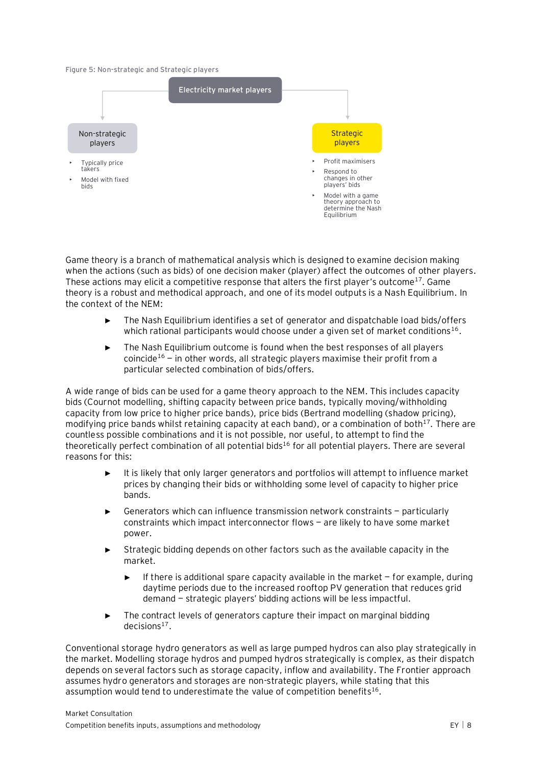Figure 5: Non-strategic and Strategic players

**Electricity market players**

**Non-strategic players**

- Typically price takers
- Model with fixed bids

**Strategic players**

- Profit maximisers
- Respond to changes in other players' bids
- Model with a game theory approach to determine the Nash Equilibrium

Game theory is a branch of mathematical analysis which is designed to examine decision making when the actions (such as bids) of one decision maker (player) affect the outcomes of other players. These actions may elicit a competitive response that alters the first player's outcome[17]. Game theory is a robust and methodical approach, and one of its model outputs is a Nash Equilibrium. In the context of the NEM:

- The Nash Equilibrium identifies a set of generator and dispatchable load bids/offers which rational participants would choose under a given set of market conditions[16].
- The Nash Equilibrium outcome is found when the best responses of all players coincide[16] – in other words, all strategic players maximise their profit from a particular selected combination of bids/offers.

A wide range of bids can be used for a game theory approach to the NEM. This includes capacity bids (Cournot modelling, shifting capacity between price bands, typically moving/withholding capacity from low price to higher price bands), price bids (Bertrand modelling (shadow pricing), modifying price bands whilst retaining capacity at each band), or a combination of both[17]. There are countless possible combinations and it is not possible, nor useful, to attempt to find the theoretically perfect combination of all potential bids[16] for all potential players. There are several reasons for this:

- It is likely that only larger generators and portfolios will attempt to influence market prices by changing their bids or withholding some level of capacity to higher price bands.
- Generators which can influence transmission network constraints – particularly constraints which impact interconnector flows – are likely to have some market power.
- Strategic bidding depends on other factors such as the available capacity in the market.
  - If there is additional spare capacity available in the market – for example, during daytime periods due to the increased rooftop PV generation that reduces grid demand – strategic players' bidding actions will be less impactful.
- The contract levels of generators capture their impact on marginal bidding decisions[17].

Conventional storage hydro generators as well as large pumped hydros can also play strategically in the market. Modelling storage hydros and pumped hydros strategically is complex, as their dispatch depends on several factors such as storage capacity, inflow and availability. The Frontier approach assumes hydro generators and storages are non-strategic players, while stating that this assumption would tend to underestimate the value of competition benefits[16].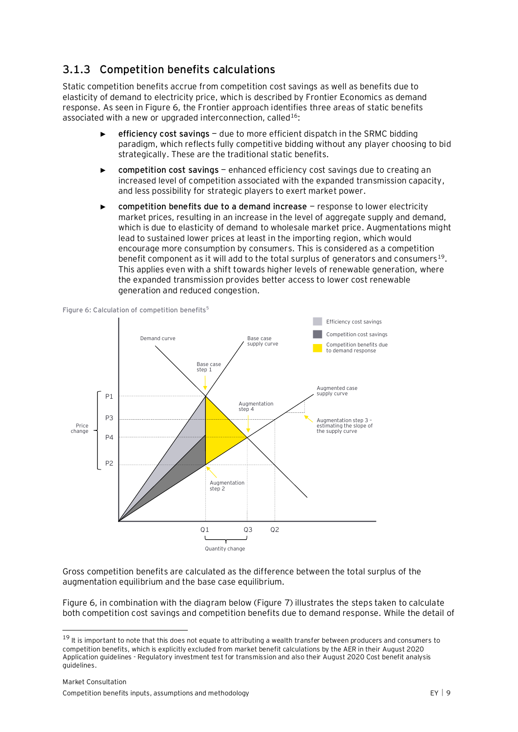### 3.1.3 Competition benefits calculations

Static competition benefits accrue from competition cost savings as well as benefits due to elasticity of demand to electricity price, which is described by Frontier Economics as demand response. As seen in Figure 6, the Frontier approach identifies three areas of static benefits associated with a new or upgraded interconnection, called[16]:

- **efficiency cost savings** — due to more efficient dispatch in the SRMC bidding paradigm, which reflects fully competitive bidding without any player choosing to bid strategically. These are the traditional static benefits.
- **competition cost savings** — enhanced efficiency cost savings due to creating an increased level of competition associated with the expanded transmission capacity, and less possibility for strategic players to exert market power.
- **competition benefits due to a demand increase** — response to lower electricity market prices, resulting in an increase in the level of aggregate supply and demand, which is due to elasticity of demand to wholesale market price. Augmentations might lead to sustained lower prices at least in the importing region, which would encourage more consumption by consumers. This is considered as a competition benefit component as it will add to the total surplus of generators and consumers[19]. This applies even with a shift towards higher levels of renewable generation, where the expanded transmission provides better access to lower cost renewable generation and reduced congestion.

Figure 6: Calculation of competition benefits[5]

Gross competition benefits are calculated as the difference between the total surplus of the augmentation equilibrium and the base case equilibrium.

Figure 6, in combination with the diagram below (Figure 7) illustrates the steps taken to calculate both competition cost savings and competition benefits due to demand response. While the detail of

[19] It is important to note that this does not equate to attributing a wealth transfer between producers and consumers to competition benefits, which is explicitly excluded from market benefit calculations by the AER in their August 2020 Application guidelines - Regulatory investment test for transmission and also their August 2020 Cost benefit analysis guidelines.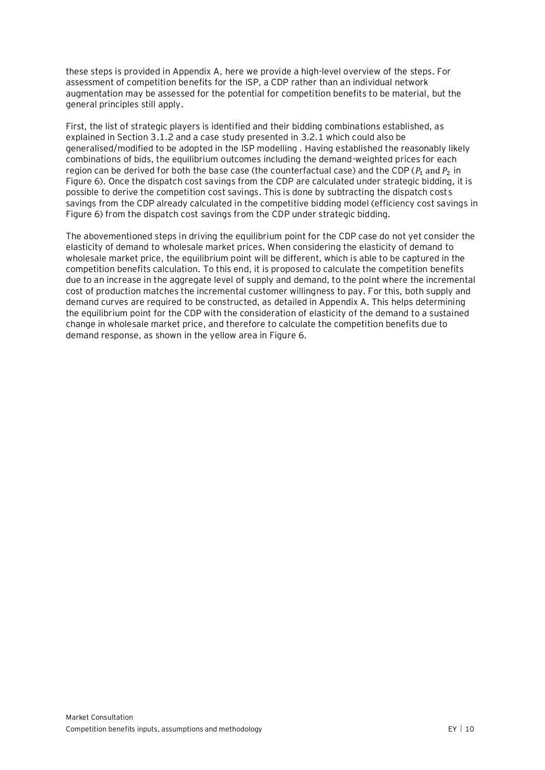these steps is provided in Appendix A, here we provide a high-level overview of the steps. For assessment of competition benefits for the ISP, a CDP rather than an individual network augmentation may be assessed for the potential for competition benefits to be material, but the general principles still apply.

First, the list of strategic players is identified and their bidding combinations established, as explained in Section 3.1.2 and a case study presented in 3.2.1 which could also be generalised/modified to be adopted in the ISP modelling . Having established the reasonably likely combinations of bids, the equilibrium outcomes including the demand-weighted prices for each region can be derived for both the base case (the counterfactual case) and the CDP ($P_1$ and $P_2$ in Figure 6). Once the dispatch cost savings from the CDP are calculated under strategic bidding, it is possible to derive the competition cost savings. This is done by subtracting the dispatch costs savings from the CDP already calculated in the competitive bidding model (efficiency cost savings in Figure 6) from the dispatch cost savings from the CDP under strategic bidding.

The abovementioned steps in driving the equilibrium point for the CDP case do not yet consider the elasticity of demand to wholesale market prices. When considering the elasticity of demand to wholesale market price, the equilibrium point will be different, which is able to be captured in the competition benefits calculation. To this end, it is proposed to calculate the competition benefits due to an increase in the aggregate level of supply and demand, to the point where the incremental cost of production matches the incremental customer willingness to pay. For this, both supply and demand curves are required to be constructed, as detailed in Appendix A. This helps determining the equilibrium point for the CDP with the consideration of elasticity of the demand to a sustained change in wholesale market price, and therefore to calculate the competition benefits due to demand response, as shown in the yellow area in Figure 6.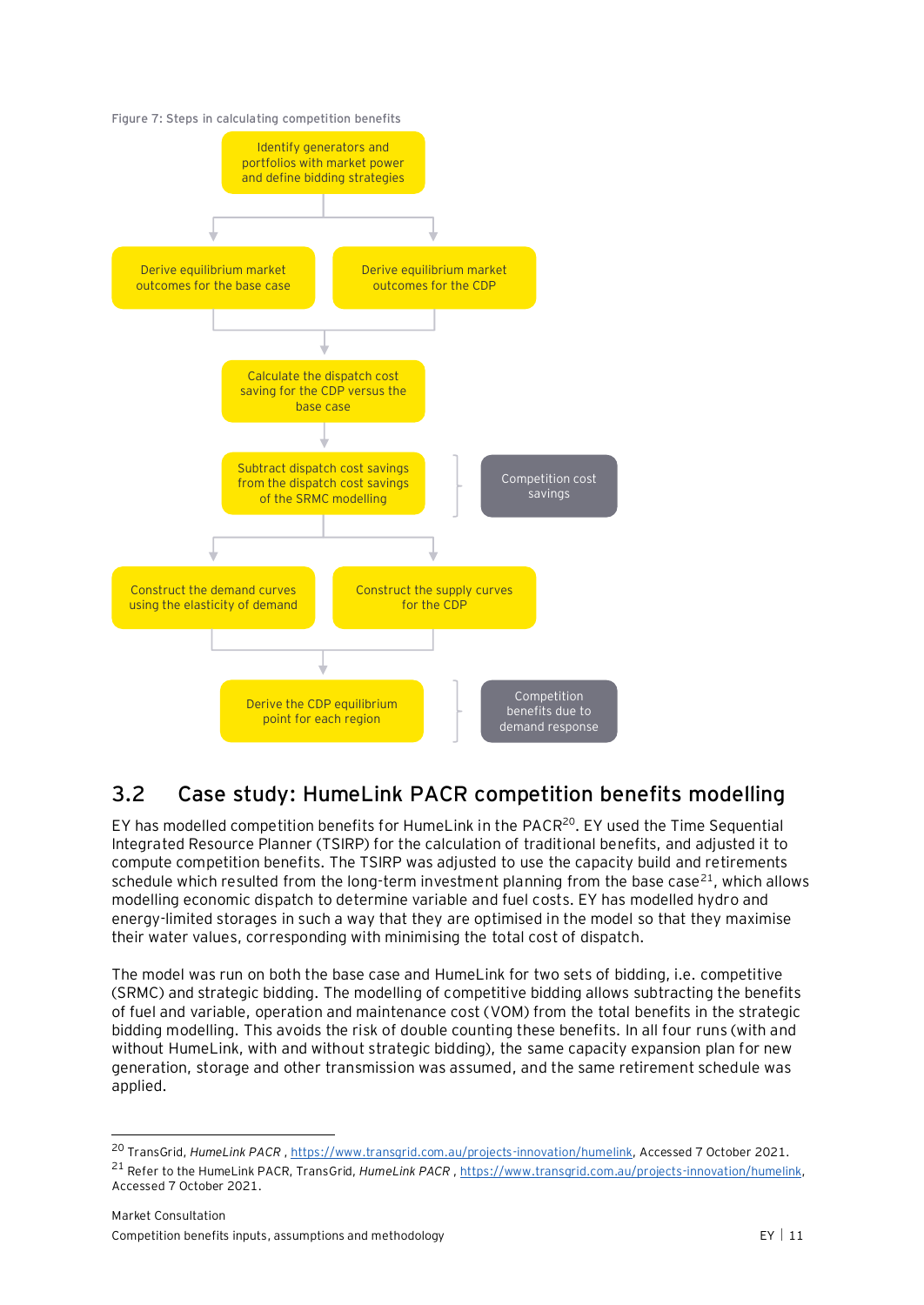Figure 7: Steps in calculating competition benefits

Identify generators and portfolios with market power and define bidding strategies

Derive equilibrium market outcomes for the base case

Derive equilibrium market outcomes for the CDP

Calculate the dispatch cost saving for the CDP versus the base case

Subtract dispatch cost savings from the dispatch cost savings of the SRMC modelling

Competition cost savings

Construct the demand curves using the elasticity of demand

Construct the supply curves for the CDP

Derive the CDP equilibrium point for each region

Competition benefits due to demand response

## 3.2 Case study: HumeLink PACR competition benefits modelling

EY has modelled competition benefits for HumeLink in the PACR[20]. EY used the Time Sequential Integrated Resource Planner (TSIRP) for the calculation of traditional benefits, and adjusted it to compute competition benefits. The TSIRP was adjusted to use the capacity build and retirements schedule which resulted from the long-term investment planning from the base case[21], which allows modelling economic dispatch to determine variable and fuel costs. EY has modelled hydro and energy-limited storages in such a way that they are optimised in the model so that they maximise their water values, corresponding with minimising the total cost of dispatch.

The model was run on both the base case and HumeLink for two sets of bidding, i.e. competitive (SRMC) and strategic bidding. The modelling of competitive bidding allows subtracting the benefits of fuel and variable, operation and maintenance cost (VOM) from the total benefits in the strategic bidding modelling. This avoids the risk of double counting these benefits. In all four runs (with and without HumeLink, with and without strategic bidding), the same capacity expansion plan for new generation, storage and other transmission was assumed, and the same retirement schedule was applied.

---

[20] TransGrid, *HumeLink PACR* , https://www.transgrid.com.au/projects-innovation/humelink, Accessed 7 October 2021.

[21] Refer to the HumeLink PACR, TransGrid, *HumeLink PACR* , https://www.transgrid.com.au/projects-innovation/humelink, Accessed 7 October 2021.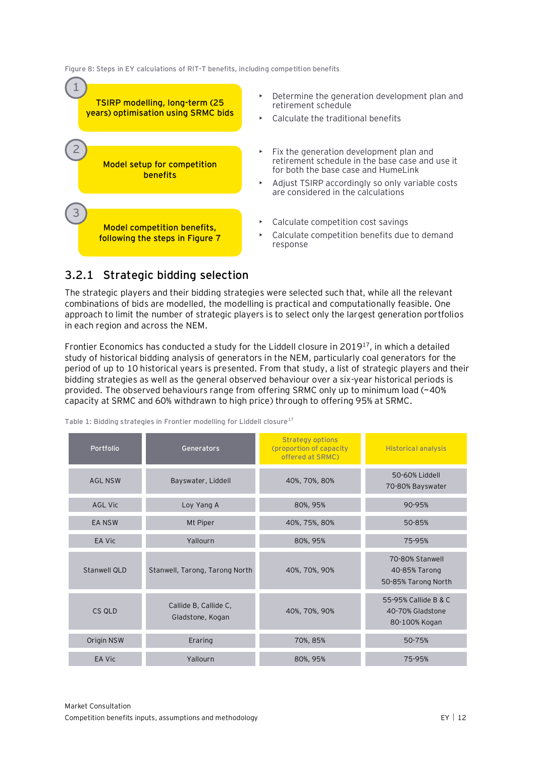Figure 8: Steps in EY calculations of RIT-T benefits, including competition benefits

| Step | Description | Details |
| --- | --- | --- |
| 1 | TSIRP modelling, long-term (25 years) optimisation using SRMC bids | Determine the generation development plan and retirement schedule; Calculate the traditional benefits |
| 2 | Model setup for competition benefits | Fix the generation development plan and retirement schedule in the base case and use it for both the base case and HumeLink; Adjust TSIRP accordingly so only variable costs are considered in the calculations |
| 3 | Model competition benefits, following the steps in Figure 7 | Calculate competition cost savings; Calculate competition benefits due to demand response |

### 3.2.1 Strategic bidding selection

The strategic players and their bidding strategies were selected such that, while all the relevant combinations of bids are modelled, the modelling is practical and computationally feasible. One approach to limit the number of strategic players is to select only the largest generation portfolios in each region and across the NEM.

Frontier Economics has conducted a study for the Liddell closure in 2019[17], in which a detailed study of historical bidding analysis of generators in the NEM, particularly coal generators for the period of up to 10 historical years is presented. From that study, a list of strategic players and their bidding strategies as well as the general observed behaviour over a six-year historical periods is provided. The observed behaviours range from offering SRMC only up to minimum load (~40% capacity at SRMC and 60% withdrawn to high price) through to offering 95% at SRMC.

Table 1: Bidding strategies in Frontier modelling for Liddell closure[17]

| Portfolio | Generators | Strategy options (proportion of capacity offered at SRMC) | Historical analysis |
| --- | --- | --- | --- |
| AGL NSW | Bayswater, Liddell | 40%, 70%, 80% | 50-60% Liddell<br>70-80% Bayswater |
| AGL Vic | Loy Yang A | 80%, 95% | 90-95% |
| EA NSW | Mt Piper | 40%, 75%, 80% | 50-85% |
| EA Vic | Yallourn | 80%, 95% | 75-95% |
| Stanwell QLD | Stanwell, Tarong, Tarong North | 40%, 70%, 90% | 70-80% Stanwell<br>40-85% Tarong<br>50-85% Tarong North |
| CS QLD | Callide B, Callide C, Gladstone, Kogan | 40%, 70%, 90% | 55-95% Callide B & C<br>40-70% Gladstone<br>80-100% Kogan |
| Origin NSW | Eraring | 70%, 85% | 50-75% |
| EA Vic | Yallourn | 80%, 95% | 75-95% |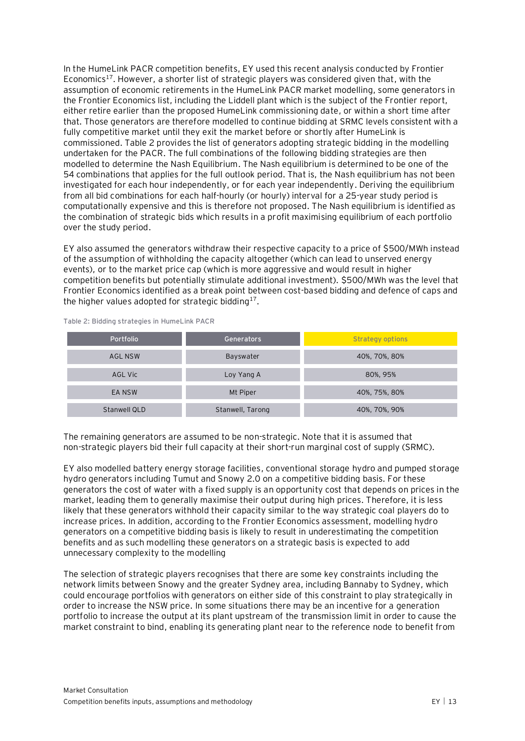In the HumeLink PACR competition benefits, EY used this recent analysis conducted by Frontier Economics[17]. However, a shorter list of strategic players was considered given that, with the assumption of economic retirements in the HumeLink PACR market modelling, some generators in the Frontier Economics list, including the Liddell plant which is the subject of the Frontier report, either retire earlier than the proposed HumeLink commissioning date, or within a short time after that. Those generators are therefore modelled to continue bidding at SRMC levels consistent with a fully competitive market until they exit the market before or shortly after HumeLink is commissioned. Table 2 provides the list of generators adopting strategic bidding in the modelling undertaken for the PACR. The full combinations of the following bidding strategies are then modelled to determine the Nash Equilibrium. The Nash equilibrium is determined to be one of the 54 combinations that applies for the full outlook period. That is, the Nash equilibrium has not been investigated for each hour independently, or for each year independently. Deriving the equilibrium from all bid combinations for each half-hourly (or hourly) interval for a 25-year study period is computationally expensive and this is therefore not proposed. The Nash equilibrium is identified as the combination of strategic bids which results in a profit maximising equilibrium of each portfolio over the study period.

EY also assumed the generators withdraw their respective capacity to a price of $500/MWh instead of the assumption of withholding the capacity altogether (which can lead to unserved energy events), or to the market price cap (which is more aggressive and would result in higher competition benefits but potentially stimulate additional investment). $500/MWh was the level that Frontier Economics identified as a break point between cost-based bidding and defence of caps and the higher values adopted for strategic bidding[17].

Table 2: Bidding strategies in HumeLink PACR

| Portfolio | Generators | Strategy options |
|---|---|---|
| AGL NSW | Bayswater | 40%, 70%, 80% |
| AGL Vic | Loy Yang A | 80%, 95% |
| EA NSW | Mt Piper | 40%, 75%, 80% |
| Stanwell QLD | Stanwell, Tarong | 40%, 70%, 90% |

The remaining generators are assumed to be non-strategic. Note that it is assumed that non-strategic players bid their full capacity at their short-run marginal cost of supply (SRMC).

EY also modelled battery energy storage facilities, conventional storage hydro and pumped storage hydro generators including Tumut and Snowy 2.0 on a competitive bidding basis. For these generators the cost of water with a fixed supply is an opportunity cost that depends on prices in the market, leading them to generally maximise their output during high prices. Therefore, it is less likely that these generators withhold their capacity similar to the way strategic coal players do to increase prices. In addition, according to the Frontier Economics assessment, modelling hydro generators on a competitive bidding basis is likely to result in underestimating the competition benefits and as such modelling these generators on a strategic basis is expected to add unnecessary complexity to the modelling

The selection of strategic players recognises that there are some key constraints including the network limits between Snowy and the greater Sydney area, including Bannaby to Sydney, which could encourage portfolios with generators on either side of this constraint to play strategically in order to increase the NSW price. In some situations there may be an incentive for a generation portfolio to increase the output at its plant upstream of the transmission limit in order to cause the market constraint to bind, enabling its generating plant near to the reference node to benefit from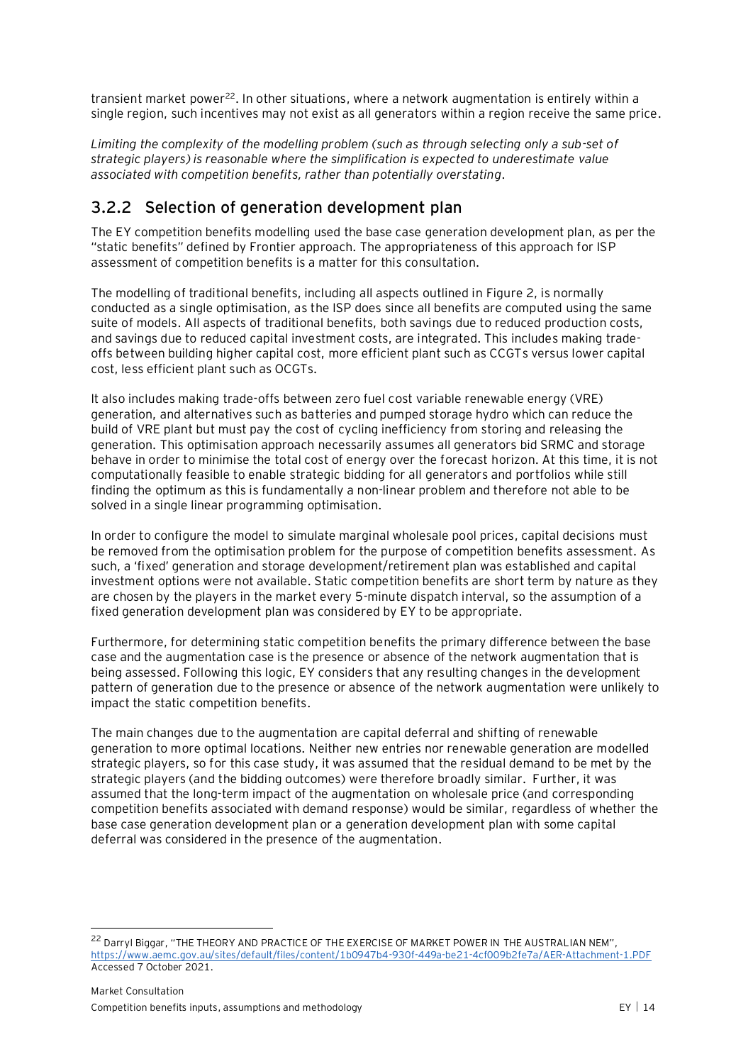transient market power[22]. In other situations, where a network augmentation is entirely within a single region, such incentives may not exist as all generators within a region receive the same price.

*Limiting the complexity of the modelling problem (such as through selecting only a sub-set of strategic players) is reasonable where the simplification is expected to underestimate value associated with competition benefits, rather than potentially overstating.*

### 3.2.2 Selection of generation development plan

The EY competition benefits modelling used the base case generation development plan, as per the "static benefits" defined by Frontier approach. The appropriateness of this approach for ISP assessment of competition benefits is a matter for this consultation.

The modelling of traditional benefits, including all aspects outlined in Figure 2, is normally conducted as a single optimisation, as the ISP does since all benefits are computed using the same suite of models. All aspects of traditional benefits, both savings due to reduced production costs, and savings due to reduced capital investment costs, are integrated. This includes making trade-offs between building higher capital cost, more efficient plant such as CCGTs versus lower capital cost, less efficient plant such as OCGTs.

It also includes making trade-offs between zero fuel cost variable renewable energy (VRE) generation, and alternatives such as batteries and pumped storage hydro which can reduce the build of VRE plant but must pay the cost of cycling inefficiency from storing and releasing the generation. This optimisation approach necessarily assumes all generators bid SRMC and storage behave in order to minimise the total cost of energy over the forecast horizon. At this time, it is not computationally feasible to enable strategic bidding for all generators and portfolios while still finding the optimum as this is fundamentally a non-linear problem and therefore not able to be solved in a single linear programming optimisation.

In order to configure the model to simulate marginal wholesale pool prices, capital decisions must be removed from the optimisation problem for the purpose of competition benefits assessment. As such, a 'fixed' generation and storage development/retirement plan was established and capital investment options were not available. Static competition benefits are short term by nature as they are chosen by the players in the market every 5-minute dispatch interval, so the assumption of a fixed generation development plan was considered by EY to be appropriate.

Furthermore, for determining static competition benefits the primary difference between the base case and the augmentation case is the presence or absence of the network augmentation that is being assessed. Following this logic, EY considers that any resulting changes in the development pattern of generation due to the presence or absence of the network augmentation were unlikely to impact the static competition benefits.

The main changes due to the augmentation are capital deferral and shifting of renewable generation to more optimal locations. Neither new entries nor renewable generation are modelled strategic players, so for this case study, it was assumed that the residual demand to be met by the strategic players (and the bidding outcomes) were therefore broadly similar. Further, it was assumed that the long-term impact of the augmentation on wholesale price (and corresponding competition benefits associated with demand response) would be similar, regardless of whether the base case generation development plan or a generation development plan with some capital deferral was considered in the presence of the augmentation.

[22] Darryl Biggar, "THE THEORY AND PRACTICE OF THE EXERCISE OF MARKET POWER IN THE AUSTRALIAN NEM", https://www.aemc.gov.au/sites/default/files/content/1b0947b4-930f-449a-be21-4cf009b2fe7a/AER-Attachment-1.PDF Accessed 7 October 2021.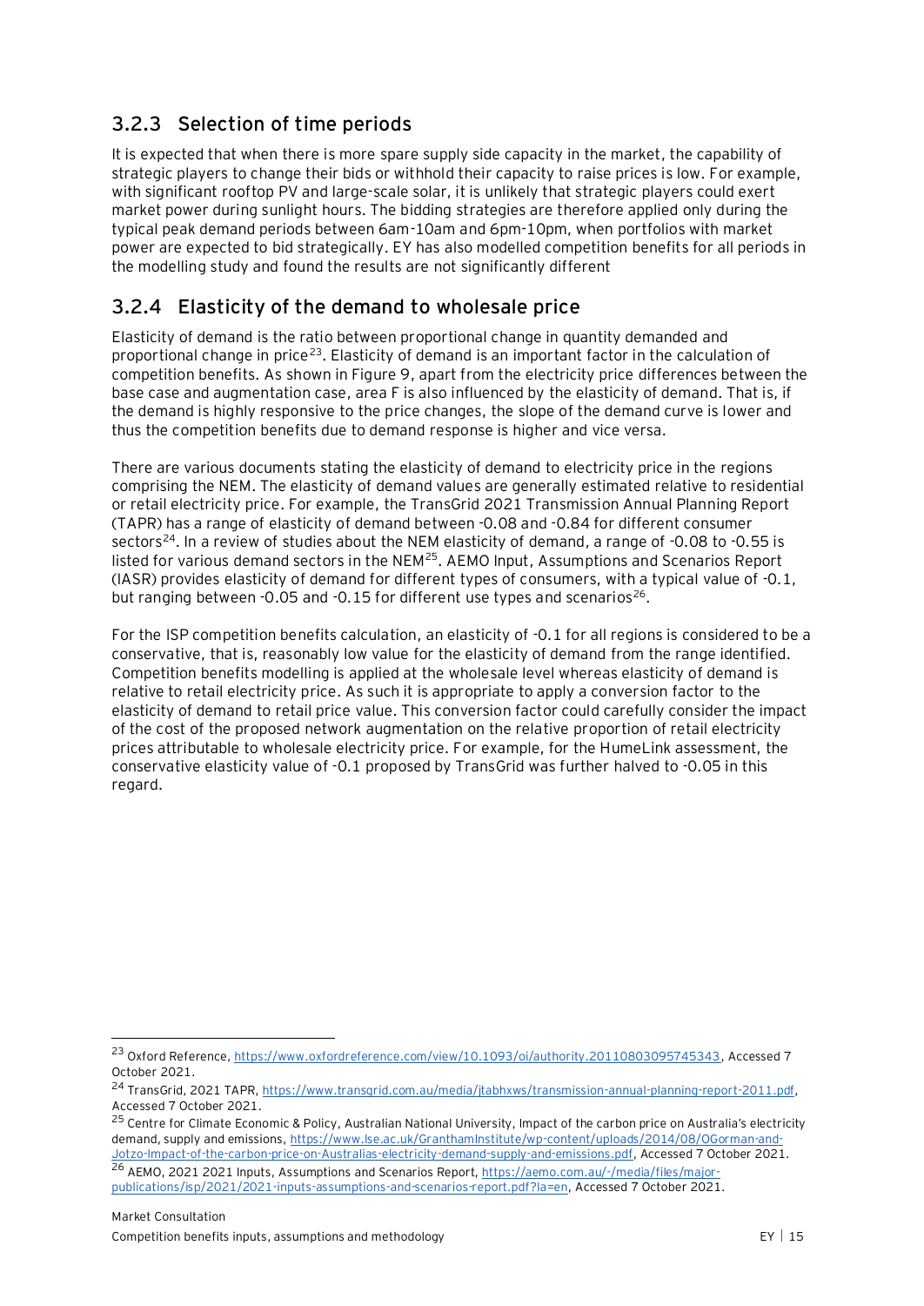### 3.2.3 Selection of time periods

It is expected that when there is more spare supply side capacity in the market, the capability of strategic players to change their bids or withhold their capacity to raise prices is low. For example, with significant rooftop PV and large-scale solar, it is unlikely that strategic players could exert market power during sunlight hours. The bidding strategies are therefore applied only during the typical peak demand periods between 6am-10am and 6pm-10pm, when portfolios with market power are expected to bid strategically. EY has also modelled competition benefits for all periods in the modelling study and found the results are not significantly different

### 3.2.4 Elasticity of the demand to wholesale price

Elasticity of demand is the ratio between proportional change in quantity demanded and proportional change in price[23]. Elasticity of demand is an important factor in the calculation of competition benefits. As shown in Figure 9, apart from the electricity price differences between the base case and augmentation case, area F is also influenced by the elasticity of demand. That is, if the demand is highly responsive to the price changes, the slope of the demand curve is lower and thus the competition benefits due to demand response is higher and vice versa.

There are various documents stating the elasticity of demand to electricity price in the regions comprising the NEM. The elasticity of demand values are generally estimated relative to residential or retail electricity price. For example, the TransGrid 2021 Transmission Annual Planning Report (TAPR) has a range of elasticity of demand between -0.08 and -0.84 for different consumer sectors[24]. In a review of studies about the NEM elasticity of demand, a range of -0.08 to -0.55 is listed for various demand sectors in the NEM[25]. AEMO Input, Assumptions and Scenarios Report (IASR) provides elasticity of demand for different types of consumers, with a typical value of -0.1, but ranging between -0.05 and -0.15 for different use types and scenarios[26].

For the ISP competition benefits calculation, an elasticity of -0.1 for all regions is considered to be a conservative, that is, reasonably low value for the elasticity of demand from the range identified. Competition benefits modelling is applied at the wholesale level whereas elasticity of demand is relative to retail electricity price. As such it is appropriate to apply a conversion factor to the elasticity of demand to retail price value. This conversion factor could carefully consider the impact of the cost of the proposed network augmentation on the relative proportion of retail electricity prices attributable to wholesale electricity price. For example, for the HumeLink assessment, the conservative elasticity value of -0.1 proposed by TransGrid was further halved to -0.05 in this regard.

---

[23] Oxford Reference, https://www.oxfordreference.com/view/10.1093/oi/authority.20110803095745343, Accessed 7 October 2021.

[24] TransGrid, 2021 TAPR, https://www.transgrid.com.au/media/jtabhxws/transmission-annual-planning-report-2011.pdf, Accessed 7 October 2021.

[25] Centre for Climate Economic & Policy, Australian National University, Impact of the carbon price on Australia's electricity demand, supply and emissions, https://www.lse.ac.uk/GranthamInstitute/wp-content/uploads/2014/08/OGorman-and-Jotzo-Impact-of-the-carbon-price-on-Australias-electricity-demand-supply-and-emissions.pdf, Accessed 7 October 2021.

[26] AEMO, 2021 2021 Inputs, Assumptions and Scenarios Report, https://aemo.com.au/-/media/files/major-publications/isp/2021/2021-inputs-assumptions-and-scenarios-report.pdf?la=en, Accessed 7 October 2021.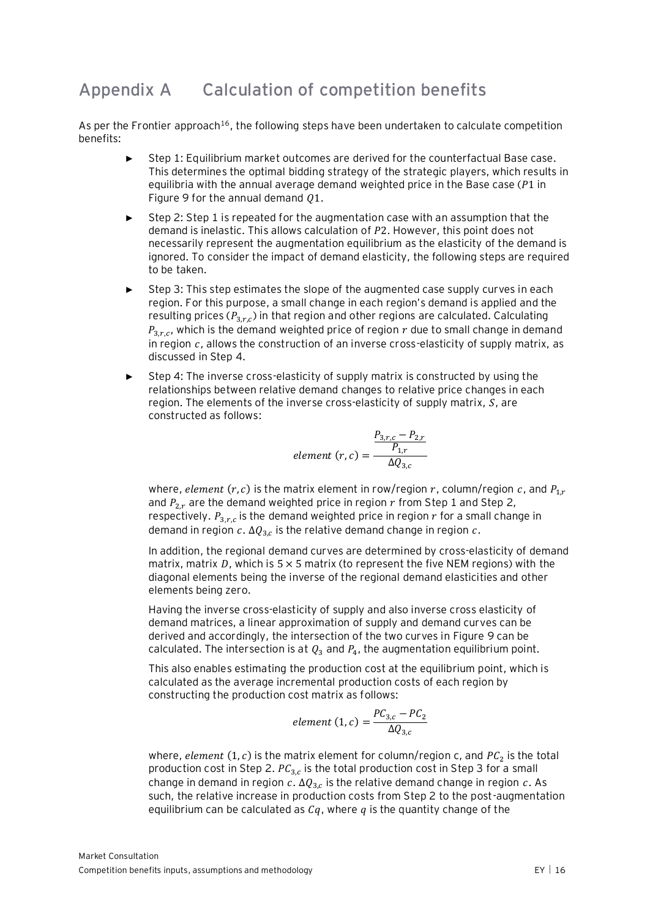# Appendix A Calculation of competition benefits

As per the Frontier approach[16], the following steps have been undertaken to calculate competition benefits:

- Step 1: Equilibrium market outcomes are derived for the counterfactual Base case. This determines the optimal bidding strategy of the strategic players, which results in equilibria with the annual average demand weighted price in the Base case ($P1$ in Figure 9 for the annual demand $Q1$.
- Step 2: Step 1 is repeated for the augmentation case with an assumption that the demand is inelastic. This allows calculation of $P2$. However, this point does not necessarily represent the augmentation equilibrium as the elasticity of the demand is ignored. To consider the impact of demand elasticity, the following steps are required to be taken.
- Step 3: This step estimates the slope of the augmented case supply curves in each region. For this purpose, a small change in each region's demand is applied and the resulting prices ($P_{3,r,c}$) in that region and other regions are calculated. Calculating $P_{3,r,c}$, which is the demand weighted price of region $r$ due to small change in demand in region $c$, allows the construction of an inverse cross-elasticity of supply matrix, as discussed in Step 4.
- Step 4: The inverse cross-elasticity of supply matrix is constructed by using the relationships between relative demand changes to relative price changes in each region. The elements of the inverse cross-elasticity of supply matrix, $S$, are constructed as follows:

  $$element\ (r,c) = \frac{\frac{P_{3,r,c} - P_{2,r}}{P_{1,r}}}{\Delta Q_{3,c}}$$

  where, $element\ (r,c)$ is the matrix element in row/region $r$, column/region $c$, and $P_{1,r}$ and $P_{2,r}$ are the demand weighted price in region $r$ from Step 1 and Step 2, respectively. $P_{3,r,c}$ is the demand weighted price in region $r$ for a small change in demand in region $c$. $\Delta Q_{3,c}$ is the relative demand change in region $c$.

  In addition, the regional demand curves are determined by cross-elasticity of demand matrix, matrix $D$, which is $5 \times 5$ matrix (to represent the five NEM regions) with the diagonal elements being the inverse of the regional demand elasticities and other elements being zero.

  Having the inverse cross-elasticity of supply and also inverse cross elasticity of demand matrices, a linear approximation of supply and demand curves can be derived and accordingly, the intersection of the two curves in Figure 9 can be calculated. The intersection is at $Q_3$ and $P_4$, the augmentation equilibrium point.

  This also enables estimating the production cost at the equilibrium point, which is calculated as the average incremental production costs of each region by constructing the production cost matrix as follows:

  $$element\ (1,c) = \frac{PC_{3,c} - PC_2}{\Delta Q_{3,c}}$$

  where, $element\ (1,c)$ is the matrix element for column/region c, and $PC_2$ is the total production cost in Step 2. $PC_{3,c}$ is the total production cost in Step 3 for a small change in demand in region $c$. $\Delta Q_{3,c}$ is the relative demand change in region $c$. As such, the relative increase in production costs from Step 2 to the post-augmentation equilibrium can be calculated as $Cq$, where $q$ is the quantity change of the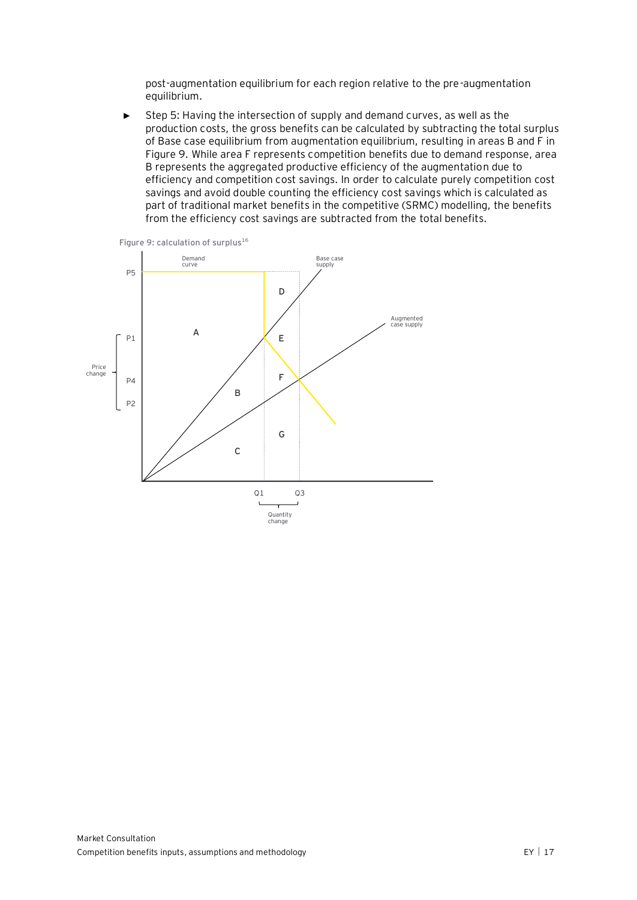post-augmentation equilibrium for each region relative to the pre-augmentation equilibrium.

- Step 5: Having the intersection of supply and demand curves, as well as the production costs, the gross benefits can be calculated by subtracting the total surplus of Base case equilibrium from augmentation equilibrium, resulting in areas B and F in Figure 9. While area F represents competition benefits due to demand response, area B represents the aggregated productive efficiency of the augmentation due to efficiency and competition cost savings. In order to calculate purely competition cost savings and avoid double counting the efficiency cost savings which is calculated as part of traditional market benefits in the competitive (SRMC) modelling, the benefits from the efficiency cost savings are subtracted from the total benefits.

Figure 9: calculation of surplus[16]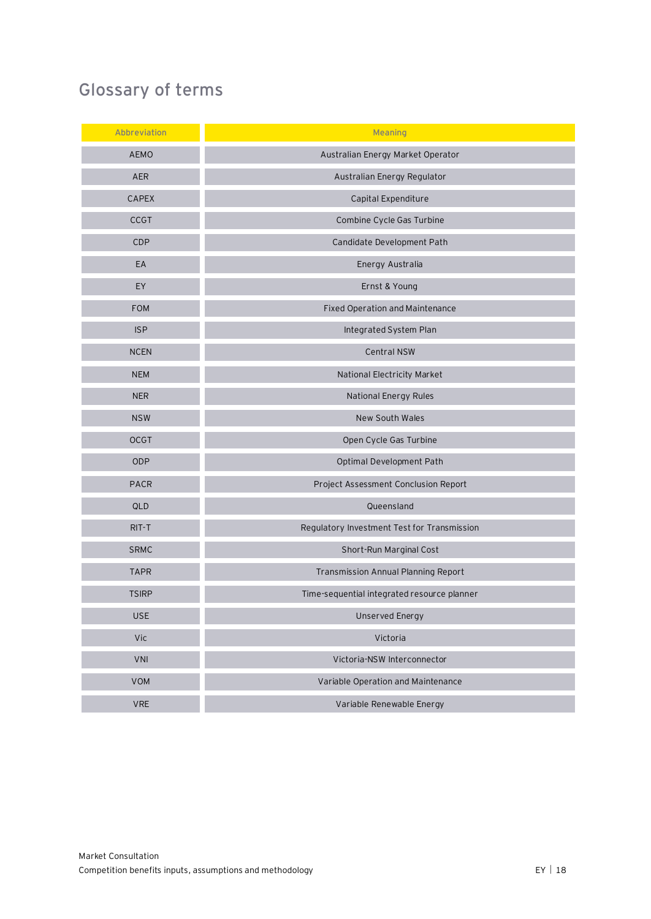# Glossary of terms

| Abbreviation | Meaning |
| --- | --- |
| AEMO | Australian Energy Market Operator |
| AER | Australian Energy Regulator |
| CAPEX | Capital Expenditure |
| CCGT | Combine Cycle Gas Turbine |
| CDP | Candidate Development Path |
| EA | Energy Australia |
| EY | Ernst & Young |
| FOM | Fixed Operation and Maintenance |
| ISP | Integrated System Plan |
| NCEN | Central NSW |
| NEM | National Electricity Market |
| NER | National Energy Rules |
| NSW | New South Wales |
| OCGT | Open Cycle Gas Turbine |
| ODP | Optimal Development Path |
| PACR | Project Assessment Conclusion Report |
| QLD | Queensland |
| RIT-T | Regulatory Investment Test for Transmission |
| SRMC | Short-Run Marginal Cost |
| TAPR | Transmission Annual Planning Report |
| TSIRP | Time-sequential integrated resource planner |
| USE | Unserved Energy |
| Vic | Victoria |
| VNI | Victoria-NSW Interconnector |
| VOM | Variable Operation and Maintenance |
| VRE | Variable Renewable Energy |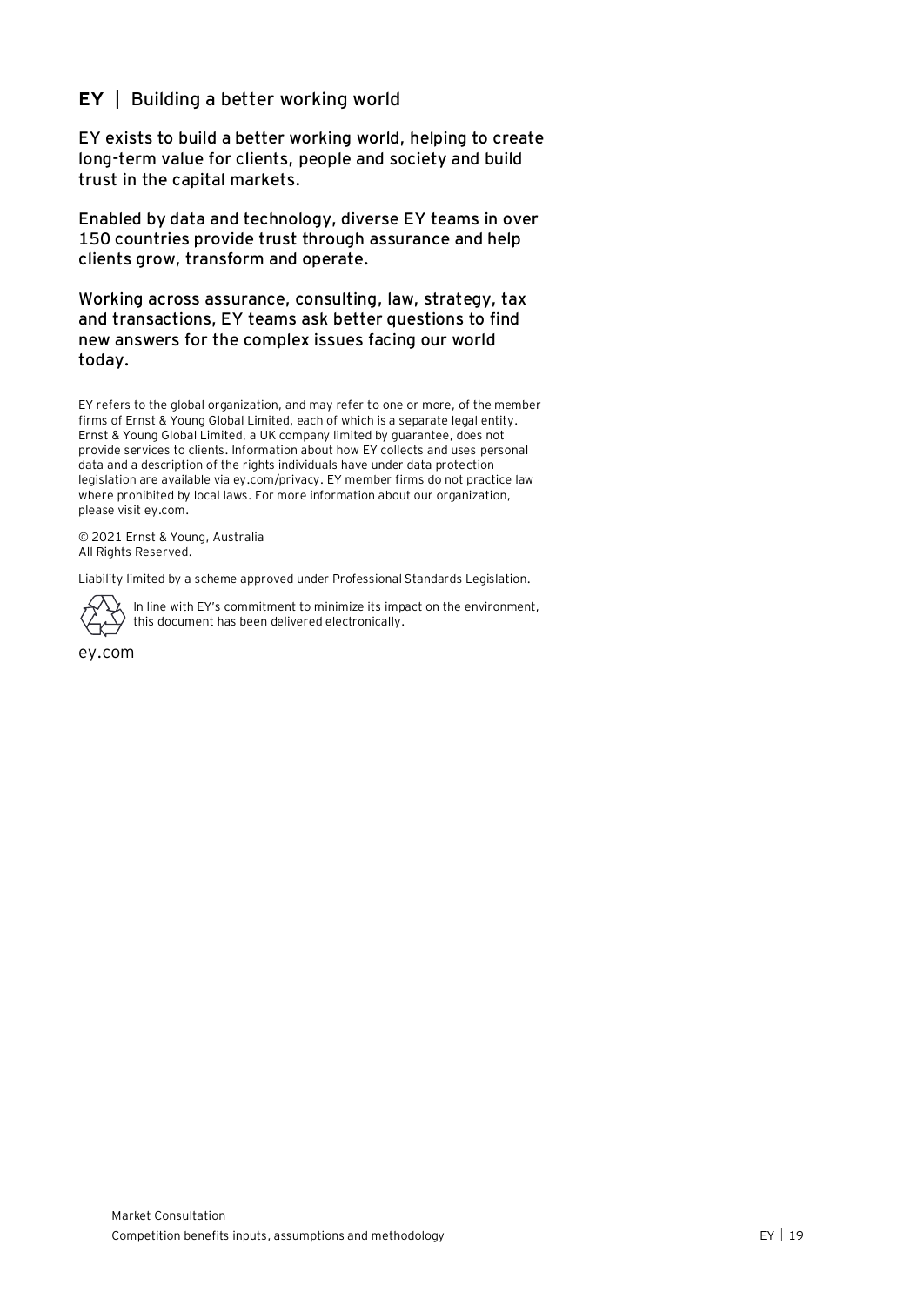**EY** | Building a better working world

**EY exists to build a better working world, helping to create long-term value for clients, people and society and build trust in the capital markets.**

**Enabled by data and technology, diverse EY teams in over 150 countries provide trust through assurance and help clients grow, transform and operate.**

**Working across assurance, consulting, law, strategy, tax and transactions, EY teams ask better questions to find new answers for the complex issues facing our world today.**

EY refers to the global organization, and may refer to one or more, of the member firms of Ernst & Young Global Limited, each of which is a separate legal entity. Ernst & Young Global Limited, a UK company limited by guarantee, does not provide services to clients. Information about how EY collects and uses personal data and a description of the rights individuals have under data protection legislation are available via ey.com/privacy. EY member firms do not practice law where prohibited by local laws. For more information about our organization, please visit ey.com.

© 2021 Ernst & Young, Australia
All Rights Reserved.

Liability limited by a scheme approved under Professional Standards Legislation.

In line with EY's commitment to minimize its impact on the environment, this document has been delivered electronically.

ey.com